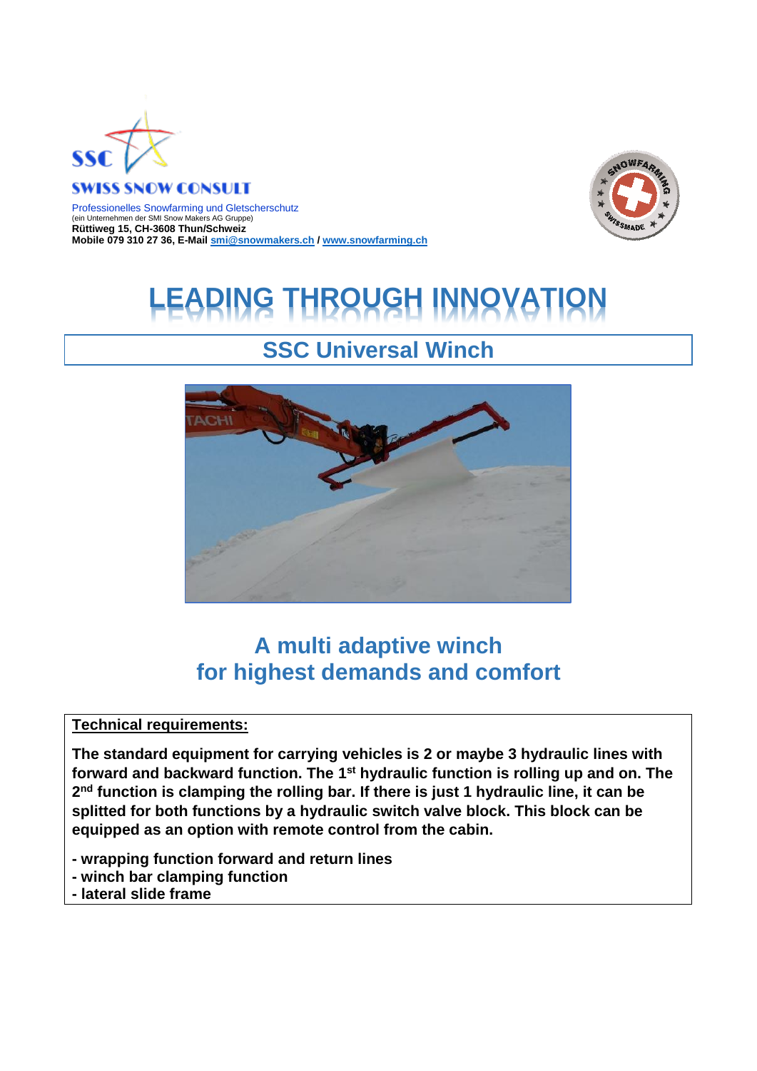SSC

SWISS SNOW CONSULT

Professionelles Snowfarming und Gletscherschutz
(ein Unternehmen der SMI Snow Makers AG Gruppe)
**Rüttiweg 15, CH-3608 Thun/Schweiz**
**Mobile 079 310 27 36, E-Mail smi@snowmakers.ch / www.snowfarming.ch**

# LEADING THROUGH INNOVATION

## SSC Universal Winch

## A multi adaptive winch for highest demands and comfort

**Technical requirements:**

**The standard equipment for carrying vehicles is 2 or maybe 3 hydraulic lines with forward and backward function. The 1st hydraulic function is rolling up and on. The 2nd function is clamping the rolling bar. If there is just 1 hydraulic line, it can be splitted for both functions by a hydraulic switch valve block. This block can be equipped as an option with remote control from the cabin.**

**- wrapping function forward and return lines**
**- winch bar clamping function**
**- lateral slide frame**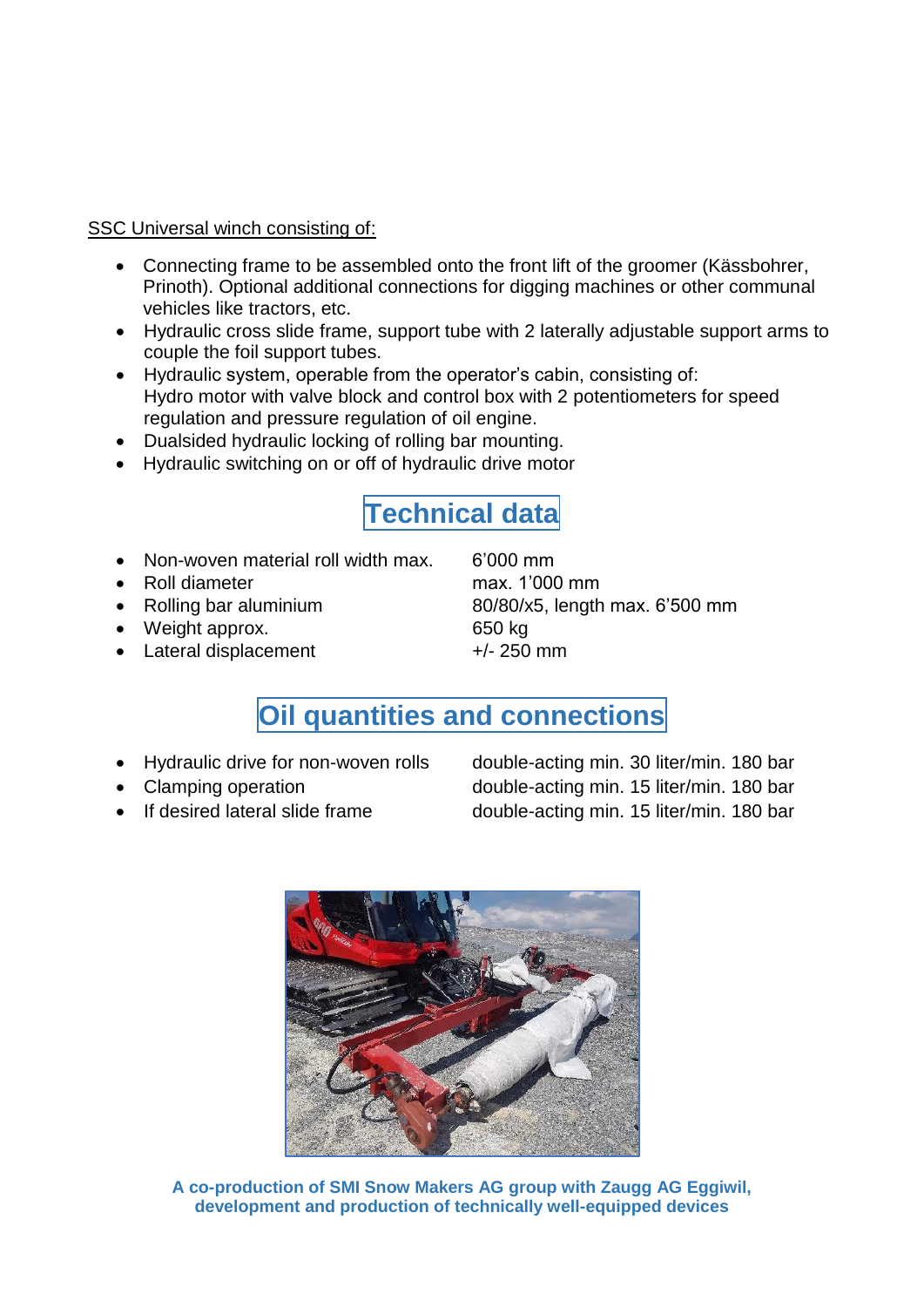SSC Universal winch consisting of:

- Connecting frame to be assembled onto the front lift of the groomer (Kässbohrer, Prinoth). Optional additional connections for digging machines or other communal vehicles like tractors, etc.
- Hydraulic cross slide frame, support tube with 2 laterally adjustable support arms to couple the foil support tubes.
- Hydraulic system, operable from the operator's cabin, consisting of:
  Hydro motor with valve block and control box with 2 potentiometers for speed regulation and pressure regulation of oil engine.
- Dualsided hydraulic locking of rolling bar mounting.
- Hydraulic switching on or off of hydraulic drive motor

## Technical data

- Non-woven material roll width max. 6'000 mm
- Roll diameter max. 1'000 mm
- Rolling bar aluminium 80/80/x5, length max. 6'500 mm
- Weight approx. 650 kg
- Lateral displacement +/- 250 mm

## Oil quantities and connections

- Hydraulic drive for non-woven rolls double-acting min. 30 liter/min. 180 bar
- Clamping operation double-acting min. 15 liter/min. 180 bar
- If desired lateral slide frame double-acting min. 15 liter/min. 180 bar

**A co-production of SMI Snow Makers AG group with Zaugg AG Eggiwil, development and production of technically well-equipped devices**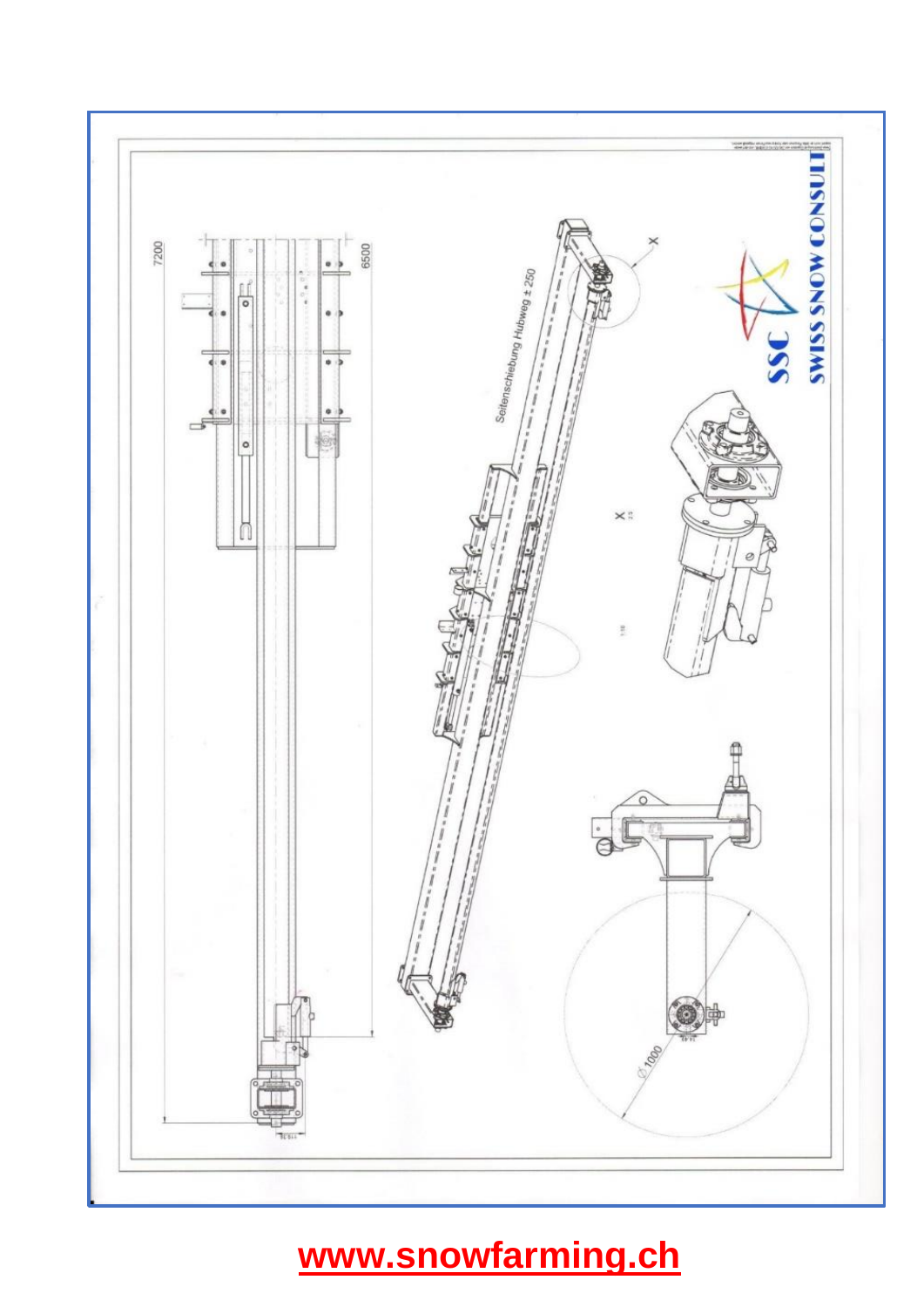7200

6500

Seitenschiebung Hubweg ± 250

X

X

SSC

SWISS SNOW CONSULT

Ø1000

**[www.snowfarming.ch](http://www.snowfarming.ch)**